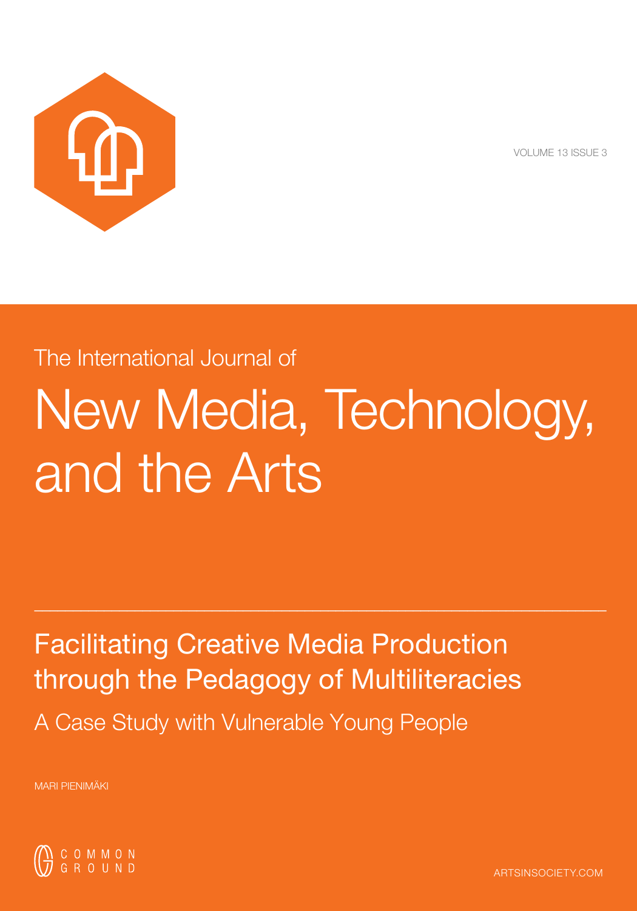VOLUME 13 ISSUE 3

The International Journal of

# New Media, Technology, and the Arts

## Facilitating Creative Media Production through the Pedagogy of Multiliteracies

### A Case Study with Vulnerable Young People

MARI PIENIMÄKI

COMMON GROUND

ARTSINSOCIETY.COM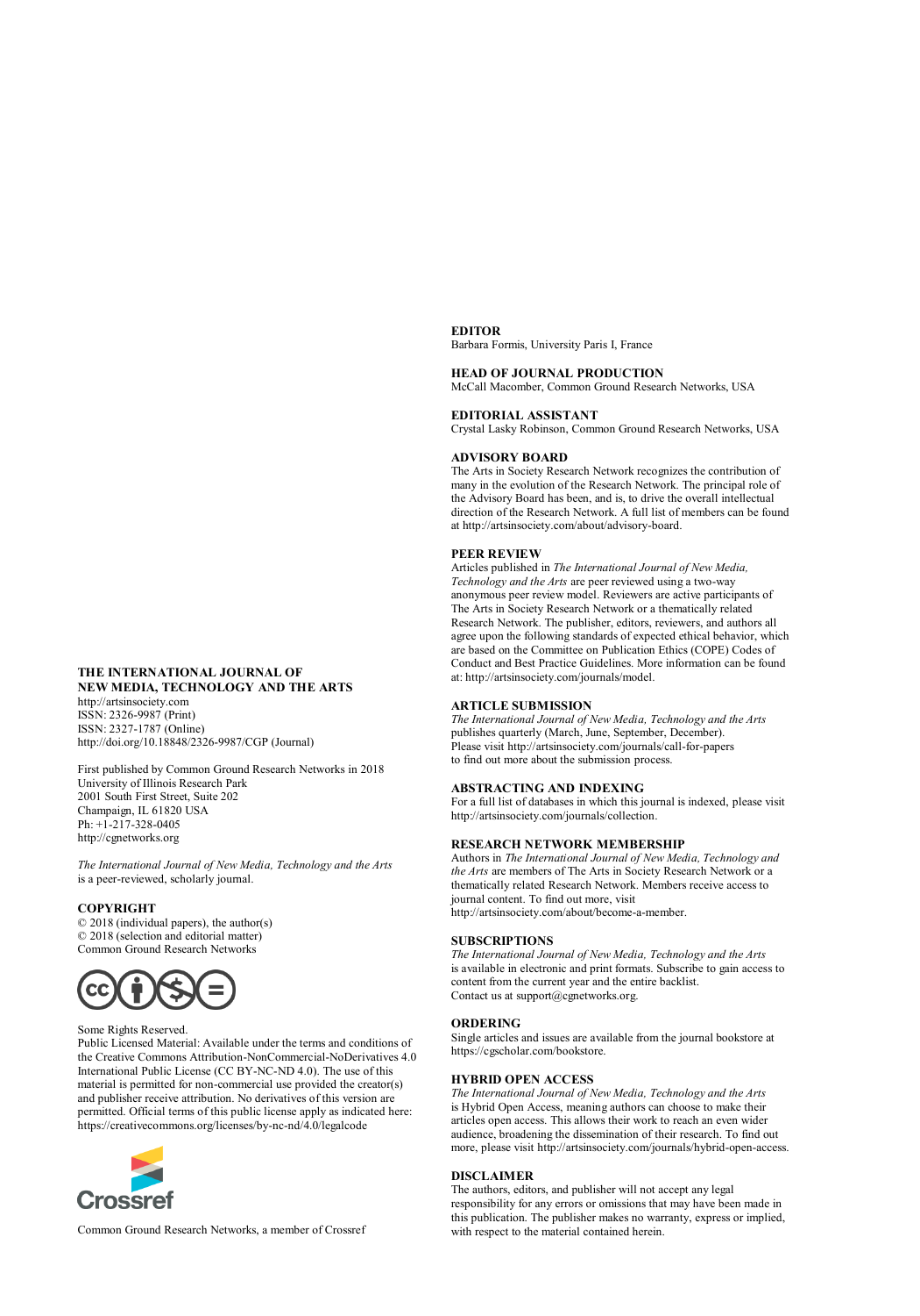## THE INTERNATIONAL JOURNAL OF NEW MEDIA, TECHNOLOGY AND THE ARTS

http://artsinsociety.com
ISSN: 2326-9987 (Print)
ISSN: 2327-1787 (Online)
http://doi.org/10.18848/2326-9987/CGP (Journal)

First published by Common Ground Research Networks in 2018
University of Illinois Research Park
2001 South First Street, Suite 202
Champaign, IL 61820 USA
Ph: +1-217-328-0405
http://cgnetworks.org

*The International Journal of New Media, Technology and the Arts* is a peer-reviewed, scholarly journal.

### COPYRIGHT

© 2018 (individual papers), the author(s)
© 2018 (selection and editorial matter)
Common Ground Research Networks

Some Rights Reserved.
Public Licensed Material: Available under the terms and conditions of the Creative Commons Attribution-NonCommercial-NoDerivatives 4.0 International Public License (CC BY-NC-ND 4.0). The use of this material is permitted for non-commercial use provided the creator(s) and publisher receive attribution. No derivatives of this version are permitted. Official terms of this public license apply as indicated here: https://creativecommons.org/licenses/by-nc-nd/4.0/legalcode

Common Ground Research Networks, a member of Crossref

### EDITOR

Barbara Formis, University Paris I, France

### HEAD OF JOURNAL PRODUCTION

McCall Macomber, Common Ground Research Networks, USA

### EDITORIAL ASSISTANT

Crystal Lasky Robinson, Common Ground Research Networks, USA

### ADVISORY BOARD

The Arts in Society Research Network recognizes the contribution of many in the evolution of the Research Network. The principal role of the Advisory Board has been, and is, to drive the overall intellectual direction of the Research Network. A full list of members can be found at http://artsinsociety.com/about/advisory-board.

### PEER REVIEW

Articles published in *The International Journal of New Media, Technology and the Arts* are peer reviewed using a two-way anonymous peer review model. Reviewers are active participants of The Arts in Society Research Network or a thematically related Research Network. The publisher, editors, reviewers, and authors all agree upon the following standards of expected ethical behavior, which are based on the Committee on Publication Ethics (COPE) Codes of Conduct and Best Practice Guidelines. More information can be found at: http://artsinsociety.com/journals/model.

### ARTICLE SUBMISSION

*The International Journal of New Media, Technology and the Arts* publishes quarterly (March, June, September, December). Please visit http://artsinsociety.com/journals/call-for-papers to find out more about the submission process.

### ABSTRACTING AND INDEXING

For a full list of databases in which this journal is indexed, please visit http://artsinsociety.com/journals/collection.

### RESEARCH NETWORK MEMBERSHIP

Authors in *The International Journal of New Media, Technology and the Arts* are members of The Arts in Society Research Network or a thematically related Research Network. Members receive access to journal content. To find out more, visit http://artsinsociety.com/about/become-a-member.

### SUBSCRIPTIONS

*The International Journal of New Media, Technology and the Arts* is available in electronic and print formats. Subscribe to gain access to content from the current year and the entire backlist. Contact us at support@cgnetworks.org.

### ORDERING

Single articles and issues are available from the journal bookstore at https://cgscholar.com/bookstore.

### HYBRID OPEN ACCESS

*The International Journal of New Media, Technology and the Arts* is Hybrid Open Access, meaning authors can choose to make their articles open access. This allows their work to reach an even wider audience, broadening the dissemination of their research. To find out more, please visit http://artsinsociety.com/journals/hybrid-open-access.

### DISCLAIMER

The authors, editors, and publisher will not accept any legal responsibility for any errors or omissions that may have been made in this publication. The publisher makes no warranty, express or implied, with respect to the material contained herein.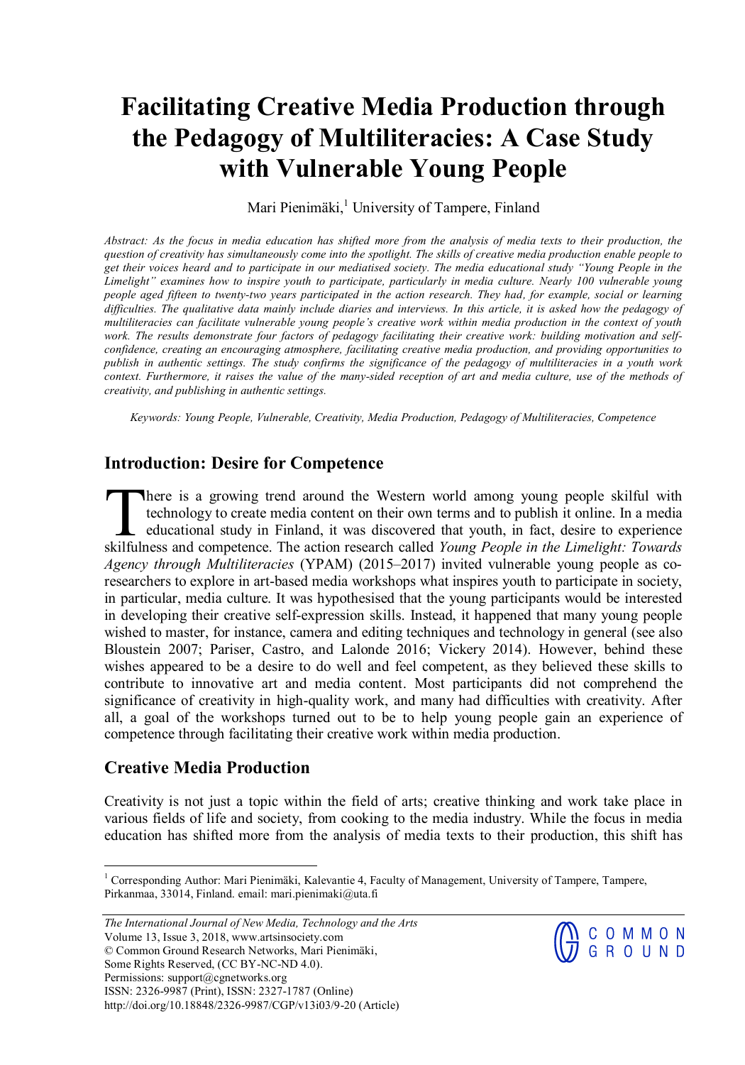# Facilitating Creative Media Production through the Pedagogy of Multiliteracies: A Case Study with Vulnerable Young People

Mari Pienimäki,[1] University of Tampere, Finland

*Abstract: As the focus in media education has shifted more from the analysis of media texts to their production, the question of creativity has simultaneously come into the spotlight. The skills of creative media production enable people to get their voices heard and to participate in our mediatised society. The media educational study "Young People in the Limelight" examines how to inspire youth to participate, particularly in media culture. Nearly 100 vulnerable young people aged fifteen to twenty-two years participated in the action research. They had, for example, social or learning difficulties. The qualitative data mainly include diaries and interviews. In this article, it is asked how the pedagogy of multiliteracies can facilitate vulnerable young people's creative work within media production in the context of youth work. The results demonstrate four factors of pedagogy facilitating their creative work: building motivation and self-confidence, creating an encouraging atmosphere, facilitating creative media production, and providing opportunities to publish in authentic settings. The study confirms the significance of the pedagogy of multiliteracies in a youth work context. Furthermore, it raises the value of the many-sided reception of art and media culture, use of the methods of creativity, and publishing in authentic settings.*

*Keywords: Young People, Vulnerable, Creativity, Media Production, Pedagogy of Multiliteracies, Competence*

## Introduction: Desire for Competence

There is a growing trend around the Western world among young people skilful with technology to create media content on their own terms and to publish it online. In a media educational study in Finland, it was discovered that youth, in fact, desire to experience skilfulness and competence. The action research called *Young People in the Limelight: Towards Agency through Multiliteracies* (YPAM) (2015–2017) invited vulnerable young people as co-researchers to explore in art-based media workshops what inspires youth to participate in society, in particular, media culture. It was hypothesised that the young participants would be interested in developing their creative self-expression skills. Instead, it happened that many young people wished to master, for instance, camera and editing techniques and technology in general (see also Bloustein 2007; Pariser, Castro, and Lalonde 2016; Vickery 2014). However, behind these wishes appeared to be a desire to do well and feel competent, as they believed these skills to contribute to innovative art and media content. Most participants did not comprehend the significance of creativity in high-quality work, and many had difficulties with creativity. After all, a goal of the workshops turned out to be to help young people gain an experience of competence through facilitating their creative work within media production.

## Creative Media Production

Creativity is not just a topic within the field of arts; creative thinking and work take place in various fields of life and society, from cooking to the media industry. While the focus in media education has shifted more from the analysis of media texts to their production, this shift has

---

[1] Corresponding Author: Mari Pienimäki, Kalevantie 4, Faculty of Management, University of Tampere, Tampere, Pirkanmaa, 33014, Finland. email: mari.pienimaki@uta.fi

*The International Journal of New Media, Technology and the Arts*
Volume 13, Issue 3, 2018, www.artsinsociety.com
© Common Ground Research Networks, Mari Pienimäki,
Some Rights Reserved, (CC BY-NC-ND 4.0).
Permissions: support@cgnetworks.org
ISSN: 2326-9987 (Print), ISSN: 2327-1787 (Online)
http://doi.org/10.18848/2326-9987/CGP/v13i03/9-20 (Article)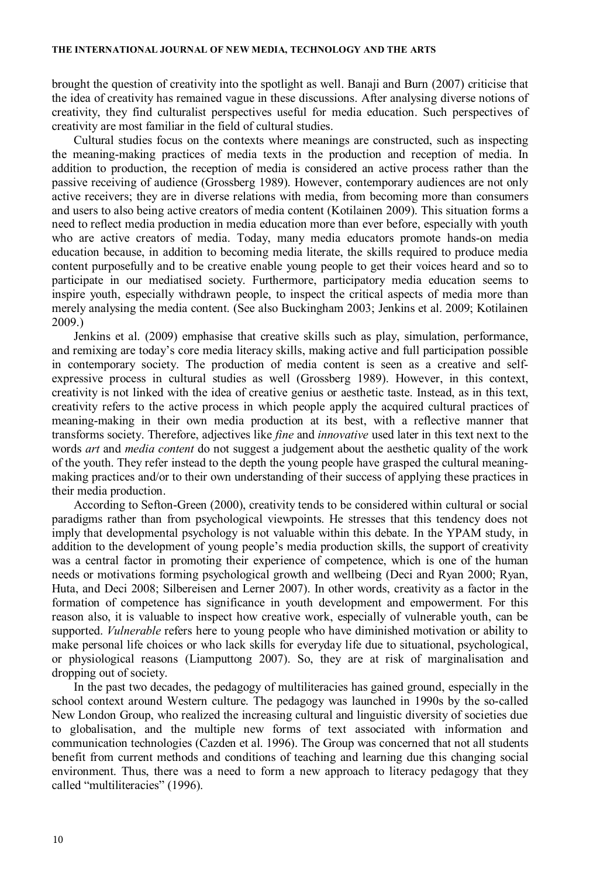brought the question of creativity into the spotlight as well. Banaji and Burn (2007) criticise that the idea of creativity has remained vague in these discussions. After analysing diverse notions of creativity, they find culturalist perspectives useful for media education. Such perspectives of creativity are most familiar in the field of cultural studies.

Cultural studies focus on the contexts where meanings are constructed, such as inspecting the meaning-making practices of media texts in the production and reception of media. In addition to production, the reception of media is considered an active process rather than the passive receiving of audience (Grossberg 1989). However, contemporary audiences are not only active receivers; they are in diverse relations with media, from becoming more than consumers and users to also being active creators of media content (Kotilainen 2009). This situation forms a need to reflect media production in media education more than ever before, especially with youth who are active creators of media. Today, many media educators promote hands-on media education because, in addition to becoming media literate, the skills required to produce media content purposefully and to be creative enable young people to get their voices heard and so to participate in our mediatised society. Furthermore, participatory media education seems to inspire youth, especially withdrawn people, to inspect the critical aspects of media more than merely analysing the media content. (See also Buckingham 2003; Jenkins et al. 2009; Kotilainen 2009.)

Jenkins et al. (2009) emphasise that creative skills such as play, simulation, performance, and remixing are today's core media literacy skills, making active and full participation possible in contemporary society. The production of media content is seen as a creative and self-expressive process in cultural studies as well (Grossberg 1989). However, in this context, creativity is not linked with the idea of creative genius or aesthetic taste. Instead, as in this text, creativity refers to the active process in which people apply the acquired cultural practices of meaning-making in their own media production at its best, with a reflective manner that transforms society. Therefore, adjectives like *fine* and *innovative* used later in this text next to the words *art* and *media content* do not suggest a judgement about the aesthetic quality of the work of the youth. They refer instead to the depth the young people have grasped the cultural meaning-making practices and/or to their own understanding of their success of applying these practices in their media production.

According to Sefton-Green (2000), creativity tends to be considered within cultural or social paradigms rather than from psychological viewpoints. He stresses that this tendency does not imply that developmental psychology is not valuable within this debate. In the YPAM study, in addition to the development of young people's media production skills, the support of creativity was a central factor in promoting their experience of competence, which is one of the human needs or motivations forming psychological growth and wellbeing (Deci and Ryan 2000; Ryan, Huta, and Deci 2008; Silbereisen and Lerner 2007). In other words, creativity as a factor in the formation of competence has significance in youth development and empowerment. For this reason also, it is valuable to inspect how creative work, especially of vulnerable youth, can be supported. *Vulnerable* refers here to young people who have diminished motivation or ability to make personal life choices or who lack skills for everyday life due to situational, psychological, or physiological reasons (Liamputtong 2007). So, they are at risk of marginalisation and dropping out of society.

In the past two decades, the pedagogy of multiliteracies has gained ground, especially in the school context around Western culture. The pedagogy was launched in 1990s by the so-called New London Group, who realized the increasing cultural and linguistic diversity of societies due to globalisation, and the multiple new forms of text associated with information and communication technologies (Cazden et al. 1996). The Group was concerned that not all students benefit from current methods and conditions of teaching and learning due this changing social environment. Thus, there was a need to form a new approach to literacy pedagogy that they called "multiliteracies" (1996).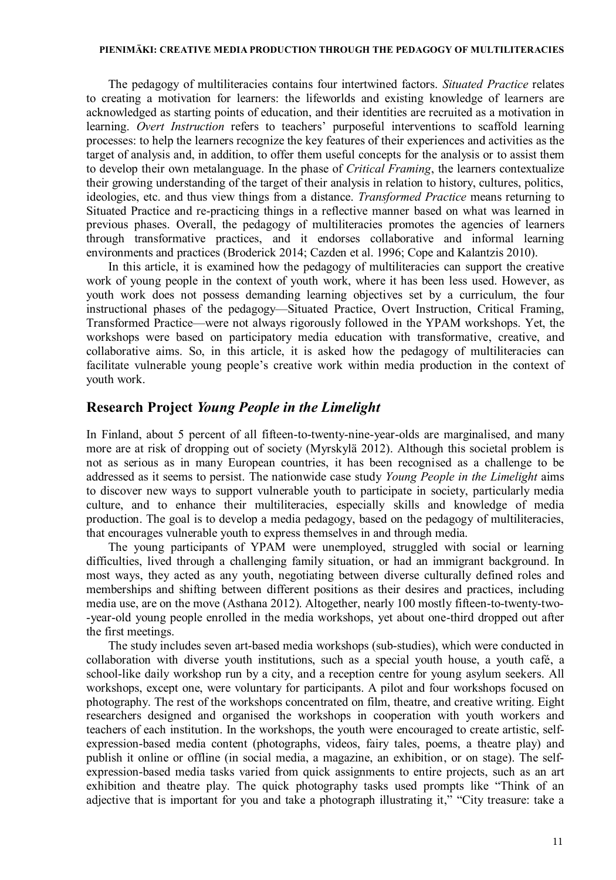The pedagogy of multiliteracies contains four intertwined factors. *Situated Practice* relates to creating a motivation for learners: the lifeworlds and existing knowledge of learners are acknowledged as starting points of education, and their identities are recruited as a motivation in learning. *Overt Instruction* refers to teachers' purposeful interventions to scaffold learning processes: to help the learners recognize the key features of their experiences and activities as the target of analysis and, in addition, to offer them useful concepts for the analysis or to assist them to develop their own metalanguage. In the phase of *Critical Framing*, the learners contextualize their growing understanding of the target of their analysis in relation to history, cultures, politics, ideologies, etc. and thus view things from a distance. *Transformed Practice* means returning to Situated Practice and re-practicing things in a reflective manner based on what was learned in previous phases. Overall, the pedagogy of multiliteracies promotes the agencies of learners through transformative practices, and it endorses collaborative and informal learning environments and practices (Broderick 2014; Cazden et al. 1996; Cope and Kalantzis 2010).

In this article, it is examined how the pedagogy of multiliteracies can support the creative work of young people in the context of youth work, where it has been less used. However, as youth work does not possess demanding learning objectives set by a curriculum, the four instructional phases of the pedagogy—Situated Practice, Overt Instruction, Critical Framing, Transformed Practice—were not always rigorously followed in the YPAM workshops. Yet, the workshops were based on participatory media education with transformative, creative, and collaborative aims. So, in this article, it is asked how the pedagogy of multiliteracies can facilitate vulnerable young people's creative work within media production in the context of youth work.

## Research Project *Young People in the Limelight*

In Finland, about 5 percent of all fifteen-to-twenty-nine-year-olds are marginalised, and many more are at risk of dropping out of society (Myrskylä 2012). Although this societal problem is not as serious as in many European countries, it has been recognised as a challenge to be addressed as it seems to persist. The nationwide case study *Young People in the Limelight* aims to discover new ways to support vulnerable youth to participate in society, particularly media culture, and to enhance their multiliteracies, especially skills and knowledge of media production. The goal is to develop a media pedagogy, based on the pedagogy of multiliteracies, that encourages vulnerable youth to express themselves in and through media.

The young participants of YPAM were unemployed, struggled with social or learning difficulties, lived through a challenging family situation, or had an immigrant background. In most ways, they acted as any youth, negotiating between diverse culturally defined roles and memberships and shifting between different positions as their desires and practices, including media use, are on the move (Asthana 2012). Altogether, nearly 100 mostly fifteen-to-twenty-two-year-old young people enrolled in the media workshops, yet about one-third dropped out after the first meetings.

The study includes seven art-based media workshops (sub-studies), which were conducted in collaboration with diverse youth institutions, such as a special youth house, a youth café, a school-like daily workshop run by a city, and a reception centre for young asylum seekers. All workshops, except one, were voluntary for participants. A pilot and four workshops focused on photography. The rest of the workshops concentrated on film, theatre, and creative writing. Eight researchers designed and organised the workshops in cooperation with youth workers and teachers of each institution. In the workshops, the youth were encouraged to create artistic, self-expression-based media content (photographs, videos, fairy tales, poems, a theatre play) and publish it online or offline (in social media, a magazine, an exhibition, or on stage). The self-expression-based media tasks varied from quick assignments to entire projects, such as an art exhibition and theatre play. The quick photography tasks used prompts like "Think of an adjective that is important for you and take a photograph illustrating it," "City treasure: take a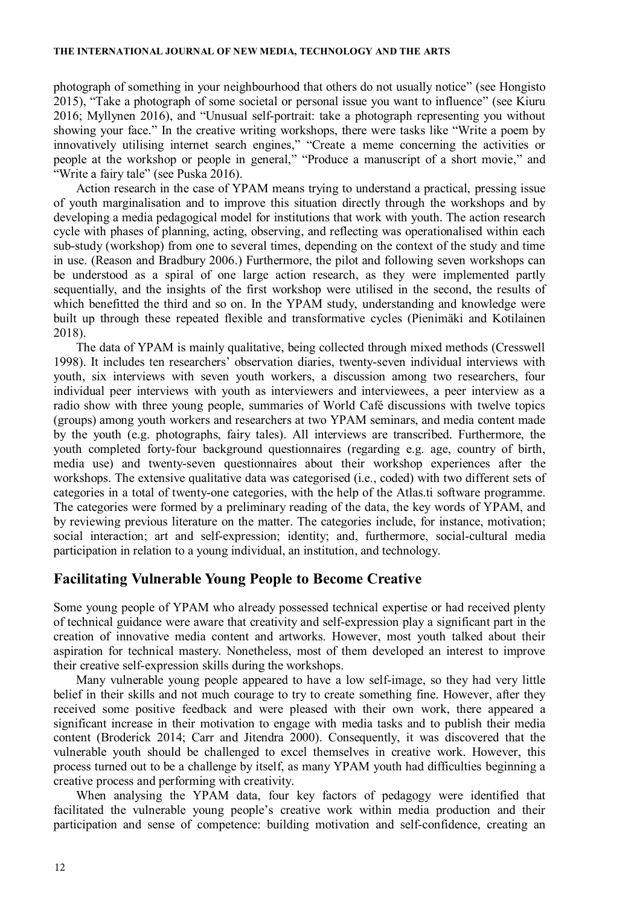photograph of something in your neighbourhood that others do not usually notice" (see Hongisto 2015), "Take a photograph of some societal or personal issue you want to influence" (see Kiuru 2016; Myllynen 2016), and "Unusual self-portrait: take a photograph representing you without showing your face." In the creative writing workshops, there were tasks like "Write a poem by innovatively utilising internet search engines," "Create a meme concerning the activities or people at the workshop or people in general," "Produce a manuscript of a short movie," and "Write a fairy tale" (see Puska 2016).

Action research in the case of YPAM means trying to understand a practical, pressing issue of youth marginalisation and to improve this situation directly through the workshops and by developing a media pedagogical model for institutions that work with youth. The action research cycle with phases of planning, acting, observing, and reflecting was operationalised within each sub-study (workshop) from one to several times, depending on the context of the study and time in use. (Reason and Bradbury 2006.) Furthermore, the pilot and following seven workshops can be understood as a spiral of one large action research, as they were implemented partly sequentially, and the insights of the first workshop were utilised in the second, the results of which benefitted the third and so on. In the YPAM study, understanding and knowledge were built up through these repeated flexible and transformative cycles (Pienimäki and Kotilainen 2018).

The data of YPAM is mainly qualitative, being collected through mixed methods (Cresswell 1998). It includes ten researchers' observation diaries, twenty-seven individual interviews with youth, six interviews with seven youth workers, a discussion among two researchers, four individual peer interviews with youth as interviewers and interviewees, a peer interview as a radio show with three young people, summaries of World Café discussions with twelve topics (groups) among youth workers and researchers at two YPAM seminars, and media content made by the youth (e.g. photographs, fairy tales). All interviews are transcribed. Furthermore, the youth completed forty-four background questionnaires (regarding e.g. age, country of birth, media use) and twenty-seven questionnaires about their workshop experiences after the workshops. The extensive qualitative data was categorised (i.e., coded) with two different sets of categories in a total of twenty-one categories, with the help of the Atlas.ti software programme. The categories were formed by a preliminary reading of the data, the key words of YPAM, and by reviewing previous literature on the matter. The categories include, for instance, motivation; social interaction; art and self-expression; identity; and, furthermore, social-cultural media participation in relation to a young individual, an institution, and technology.

## Facilitating Vulnerable Young People to Become Creative

Some young people of YPAM who already possessed technical expertise or had received plenty of technical guidance were aware that creativity and self-expression play a significant part in the creation of innovative media content and artworks. However, most youth talked about their aspiration for technical mastery. Nonetheless, most of them developed an interest to improve their creative self-expression skills during the workshops.

Many vulnerable young people appeared to have a low self-image, so they had very little belief in their skills and not much courage to try to create something fine. However, after they received some positive feedback and were pleased with their own work, there appeared a significant increase in their motivation to engage with media tasks and to publish their media content (Broderick 2014; Carr and Jitendra 2000). Consequently, it was discovered that the vulnerable youth should be challenged to excel themselves in creative work. However, this process turned out to be a challenge by itself, as many YPAM youth had difficulties beginning a creative process and performing with creativity.

When analysing the YPAM data, four key factors of pedagogy were identified that facilitated the vulnerable young people's creative work within media production and their participation and sense of competence: building motivation and self-confidence, creating an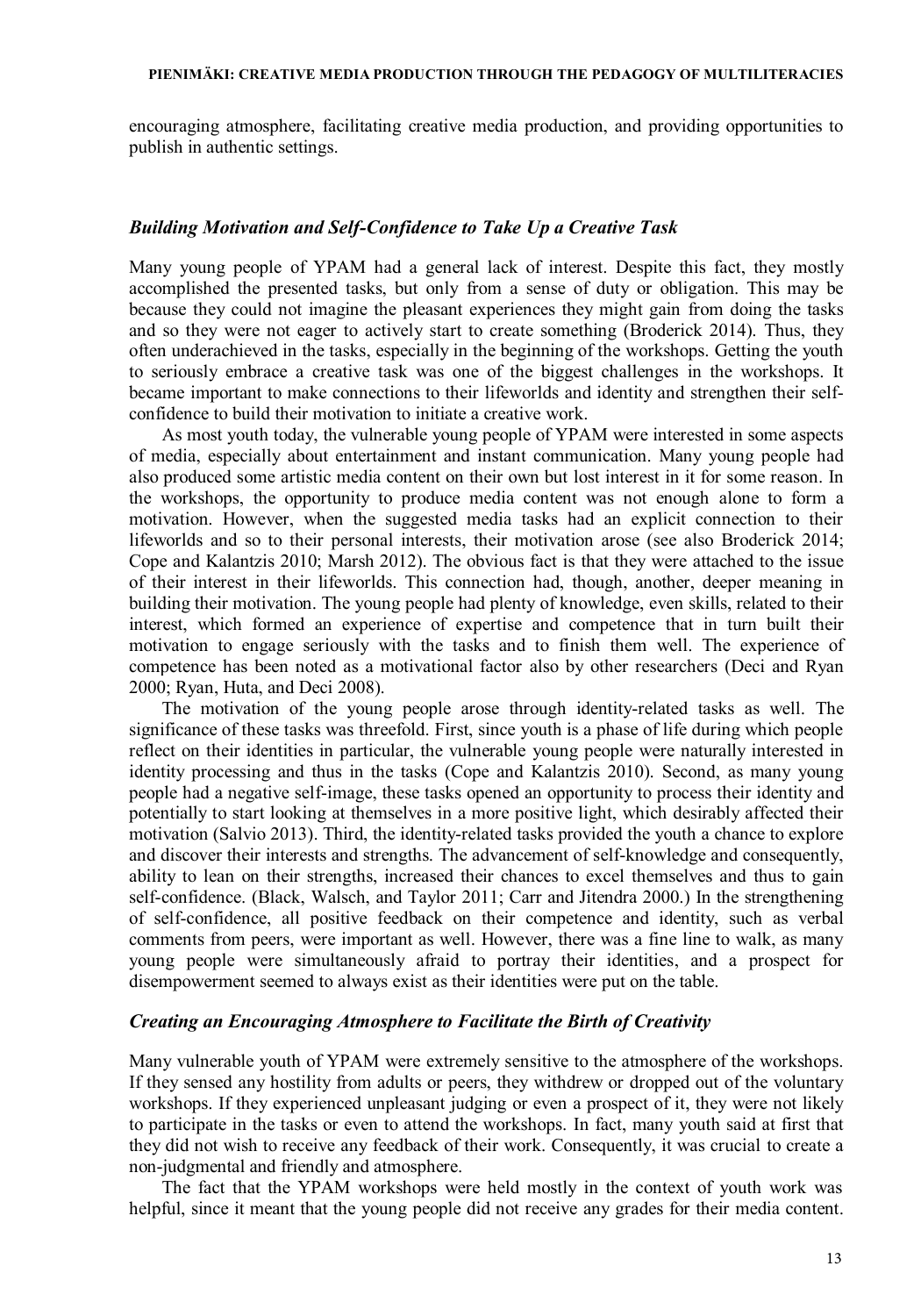encouraging atmosphere, facilitating creative media production, and providing opportunities to publish in authentic settings.

### *Building Motivation and Self-Confidence to Take Up a Creative Task*

Many young people of YPAM had a general lack of interest. Despite this fact, they mostly accomplished the presented tasks, but only from a sense of duty or obligation. This may be because they could not imagine the pleasant experiences they might gain from doing the tasks and so they were not eager to actively start to create something (Broderick 2014). Thus, they often underachieved in the tasks, especially in the beginning of the workshops. Getting the youth to seriously embrace a creative task was one of the biggest challenges in the workshops. It became important to make connections to their lifeworlds and identity and strengthen their self-confidence to build their motivation to initiate a creative work.

As most youth today, the vulnerable young people of YPAM were interested in some aspects of media, especially about entertainment and instant communication. Many young people had also produced some artistic media content on their own but lost interest in it for some reason. In the workshops, the opportunity to produce media content was not enough alone to form a motivation. However, when the suggested media tasks had an explicit connection to their lifeworlds and so to their personal interests, their motivation arose (see also Broderick 2014; Cope and Kalantzis 2010; Marsh 2012). The obvious fact is that they were attached to the issue of their interest in their lifeworlds. This connection had, though, another, deeper meaning in building their motivation. The young people had plenty of knowledge, even skills, related to their interest, which formed an experience of expertise and competence that in turn built their motivation to engage seriously with the tasks and to finish them well. The experience of competence has been noted as a motivational factor also by other researchers (Deci and Ryan 2000; Ryan, Huta, and Deci 2008).

The motivation of the young people arose through identity-related tasks as well. The significance of these tasks was threefold. First, since youth is a phase of life during which people reflect on their identities in particular, the vulnerable young people were naturally interested in identity processing and thus in the tasks (Cope and Kalantzis 2010). Second, as many young people had a negative self-image, these tasks opened an opportunity to process their identity and potentially to start looking at themselves in a more positive light, which desirably affected their motivation (Salvio 2013). Third, the identity-related tasks provided the youth a chance to explore and discover their interests and strengths. The advancement of self-knowledge and consequently, ability to lean on their strengths, increased their chances to excel themselves and thus to gain self-confidence. (Black, Walsch, and Taylor 2011; Carr and Jitendra 2000.) In the strengthening of self-confidence, all positive feedback on their competence and identity, such as verbal comments from peers, were important as well. However, there was a fine line to walk, as many young people were simultaneously afraid to portray their identities, and a prospect for disempowerment seemed to always exist as their identities were put on the table.

### *Creating an Encouraging Atmosphere to Facilitate the Birth of Creativity*

Many vulnerable youth of YPAM were extremely sensitive to the atmosphere of the workshops. If they sensed any hostility from adults or peers, they withdrew or dropped out of the voluntary workshops. If they experienced unpleasant judging or even a prospect of it, they were not likely to participate in the tasks or even to attend the workshops. In fact, many youth said at first that they did not wish to receive any feedback of their work. Consequently, it was crucial to create a non-judgmental and friendly and atmosphere.

The fact that the YPAM workshops were held mostly in the context of youth work was helpful, since it meant that the young people did not receive any grades for their media content.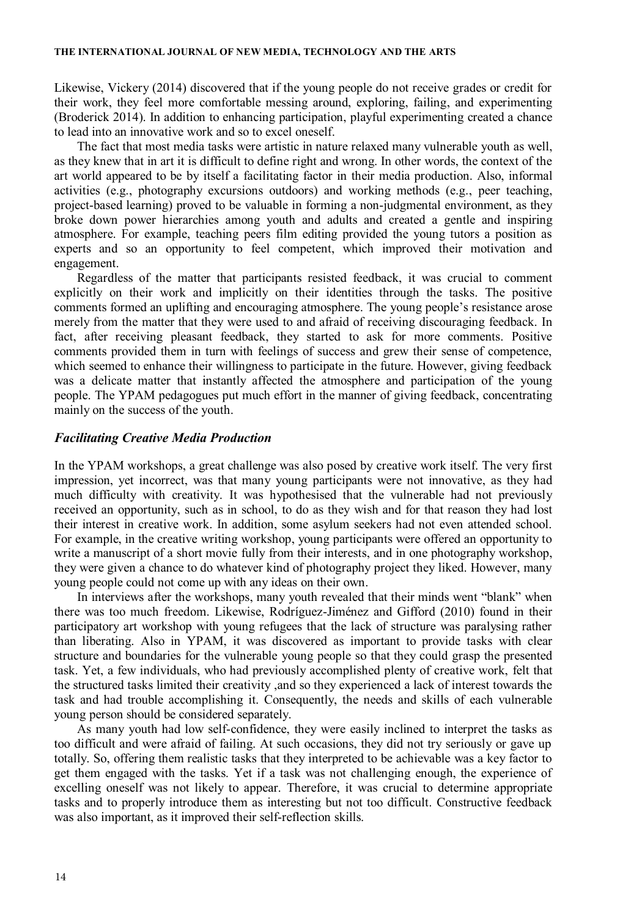Likewise, Vickery (2014) discovered that if the young people do not receive grades or credit for their work, they feel more comfortable messing around, exploring, failing, and experimenting (Broderick 2014). In addition to enhancing participation, playful experimenting created a chance to lead into an innovative work and so to excel oneself.

The fact that most media tasks were artistic in nature relaxed many vulnerable youth as well, as they knew that in art it is difficult to define right and wrong. In other words, the context of the art world appeared to be by itself a facilitating factor in their media production. Also, informal activities (e.g., photography excursions outdoors) and working methods (e.g., peer teaching, project-based learning) proved to be valuable in forming a non-judgmental environment, as they broke down power hierarchies among youth and adults and created a gentle and inspiring atmosphere. For example, teaching peers film editing provided the young tutors a position as experts and so an opportunity to feel competent, which improved their motivation and engagement.

Regardless of the matter that participants resisted feedback, it was crucial to comment explicitly on their work and implicitly on their identities through the tasks. The positive comments formed an uplifting and encouraging atmosphere. The young people's resistance arose merely from the matter that they were used to and afraid of receiving discouraging feedback. In fact, after receiving pleasant feedback, they started to ask for more comments. Positive comments provided them in turn with feelings of success and grew their sense of competence, which seemed to enhance their willingness to participate in the future. However, giving feedback was a delicate matter that instantly affected the atmosphere and participation of the young people. The YPAM pedagogues put much effort in the manner of giving feedback, concentrating mainly on the success of the youth.

### *Facilitating Creative Media Production*

In the YPAM workshops, a great challenge was also posed by creative work itself. The very first impression, yet incorrect, was that many young participants were not innovative, as they had much difficulty with creativity. It was hypothesised that the vulnerable had not previously received an opportunity, such as in school, to do as they wish and for that reason they had lost their interest in creative work. In addition, some asylum seekers had not even attended school. For example, in the creative writing workshop, young participants were offered an opportunity to write a manuscript of a short movie fully from their interests, and in one photography workshop, they were given a chance to do whatever kind of photography project they liked. However, many young people could not come up with any ideas on their own.

In interviews after the workshops, many youth revealed that their minds went "blank" when there was too much freedom. Likewise, Rodríguez-Jiménez and Gifford (2010) found in their participatory art workshop with young refugees that the lack of structure was paralysing rather than liberating. Also in YPAM, it was discovered as important to provide tasks with clear structure and boundaries for the vulnerable young people so that they could grasp the presented task. Yet, a few individuals, who had previously accomplished plenty of creative work, felt that the structured tasks limited their creativity ,and so they experienced a lack of interest towards the task and had trouble accomplishing it. Consequently, the needs and skills of each vulnerable young person should be considered separately.

As many youth had low self-confidence, they were easily inclined to interpret the tasks as too difficult and were afraid of failing. At such occasions, they did not try seriously or gave up totally. So, offering them realistic tasks that they interpreted to be achievable was a key factor to get them engaged with the tasks. Yet if a task was not challenging enough, the experience of excelling oneself was not likely to appear. Therefore, it was crucial to determine appropriate tasks and to properly introduce them as interesting but not too difficult. Constructive feedback was also important, as it improved their self-reflection skills.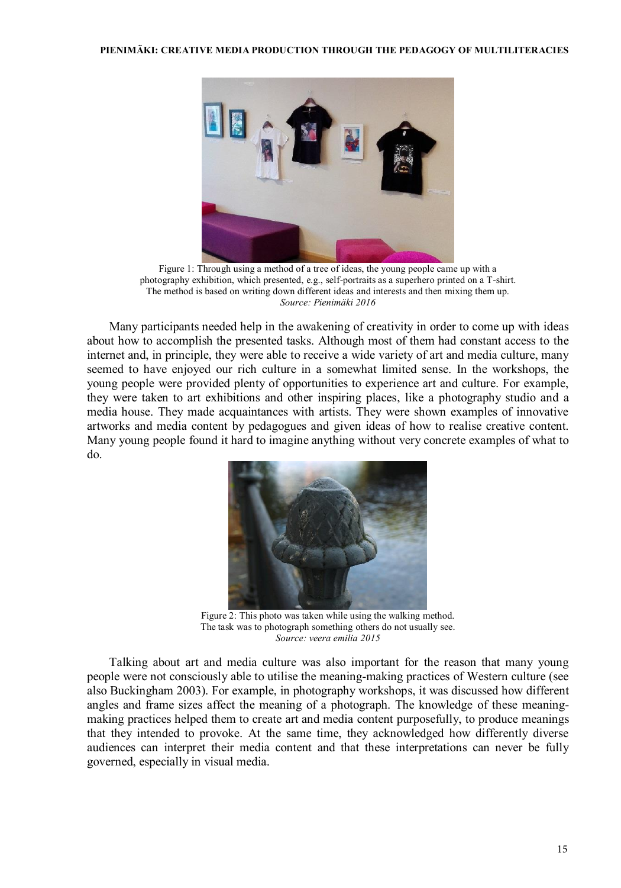Figure 1: Through using a method of a tree of ideas, the young people came up with a photography exhibition, which presented, e.g., self-portraits as a superhero printed on a T-shirt. The method is based on writing down different ideas and interests and then mixing them up.
*Source: Pienimäki 2016*

Many participants needed help in the awakening of creativity in order to come up with ideas about how to accomplish the presented tasks. Although most of them had constant access to the internet and, in principle, they were able to receive a wide variety of art and media culture, many seemed to have enjoyed our rich culture in a somewhat limited sense. In the workshops, the young people were provided plenty of opportunities to experience art and culture. For example, they were taken to art exhibitions and other inspiring places, like a photography studio and a media house. They made acquaintances with artists. They were shown examples of innovative artworks and media content by pedagogues and given ideas of how to realise creative content. Many young people found it hard to imagine anything without very concrete examples of what to do.

Figure 2: This photo was taken while using the walking method. The task was to photograph something others do not usually see.
*Source: veera emilia 2015*

Talking about art and media culture was also important for the reason that many young people were not consciously able to utilise the meaning-making practices of Western culture (see also Buckingham 2003). For example, in photography workshops, it was discussed how different angles and frame sizes affect the meaning of a photograph. The knowledge of these meaning-making practices helped them to create art and media content purposefully, to produce meanings that they intended to provoke. At the same time, they acknowledged how differently diverse audiences can interpret their media content and that these interpretations can never be fully governed, especially in visual media.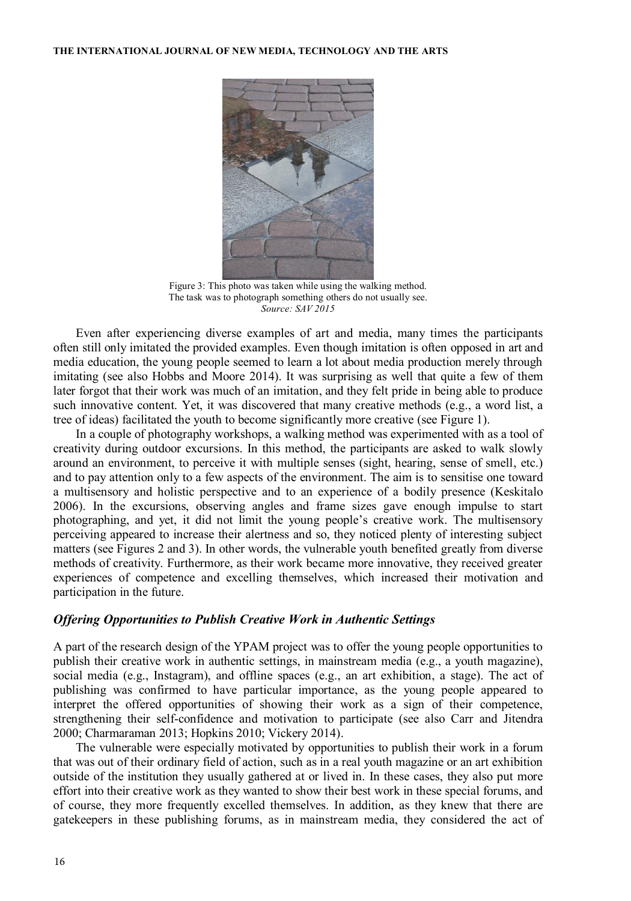Figure 3: This photo was taken while using the walking method. The task was to photograph something others do not usually see.
*Source: SAV 2015*

Even after experiencing diverse examples of art and media, many times the participants often still only imitated the provided examples. Even though imitation is often opposed in art and media education, the young people seemed to learn a lot about media production merely through imitating (see also Hobbs and Moore 2014). It was surprising as well that quite a few of them later forgot that their work was much of an imitation, and they felt pride in being able to produce such innovative content. Yet, it was discovered that many creative methods (e.g., a word list, a tree of ideas) facilitated the youth to become significantly more creative (see Figure 1).

In a couple of photography workshops, a walking method was experimented with as a tool of creativity during outdoor excursions. In this method, the participants are asked to walk slowly around an environment, to perceive it with multiple senses (sight, hearing, sense of smell, etc.) and to pay attention only to a few aspects of the environment. The aim is to sensitise one toward a multisensory and holistic perspective and to an experience of a bodily presence (Keskitalo 2006). In the excursions, observing angles and frame sizes gave enough impulse to start photographing, and yet, it did not limit the young people's creative work. The multisensory perceiving appeared to increase their alertness and so, they noticed plenty of interesting subject matters (see Figures 2 and 3). In other words, the vulnerable youth benefited greatly from diverse methods of creativity. Furthermore, as their work became more innovative, they received greater experiences of competence and excelling themselves, which increased their motivation and participation in the future.

### *Offering Opportunities to Publish Creative Work in Authentic Settings*

A part of the research design of the YPAM project was to offer the young people opportunities to publish their creative work in authentic settings, in mainstream media (e.g., a youth magazine), social media (e.g., Instagram), and offline spaces (e.g., an art exhibition, a stage). The act of publishing was confirmed to have particular importance, as the young people appeared to interpret the offered opportunities of showing their work as a sign of their competence, strengthening their self-confidence and motivation to participate (see also Carr and Jitendra 2000; Charmaraman 2013; Hopkins 2010; Vickery 2014).

The vulnerable were especially motivated by opportunities to publish their work in a forum that was out of their ordinary field of action, such as in a real youth magazine or an art exhibition outside of the institution they usually gathered at or lived in. In these cases, they also put more effort into their creative work as they wanted to show their best work in these special forums, and of course, they more frequently excelled themselves. In addition, as they knew that there are gatekeepers in these publishing forums, as in mainstream media, they considered the act of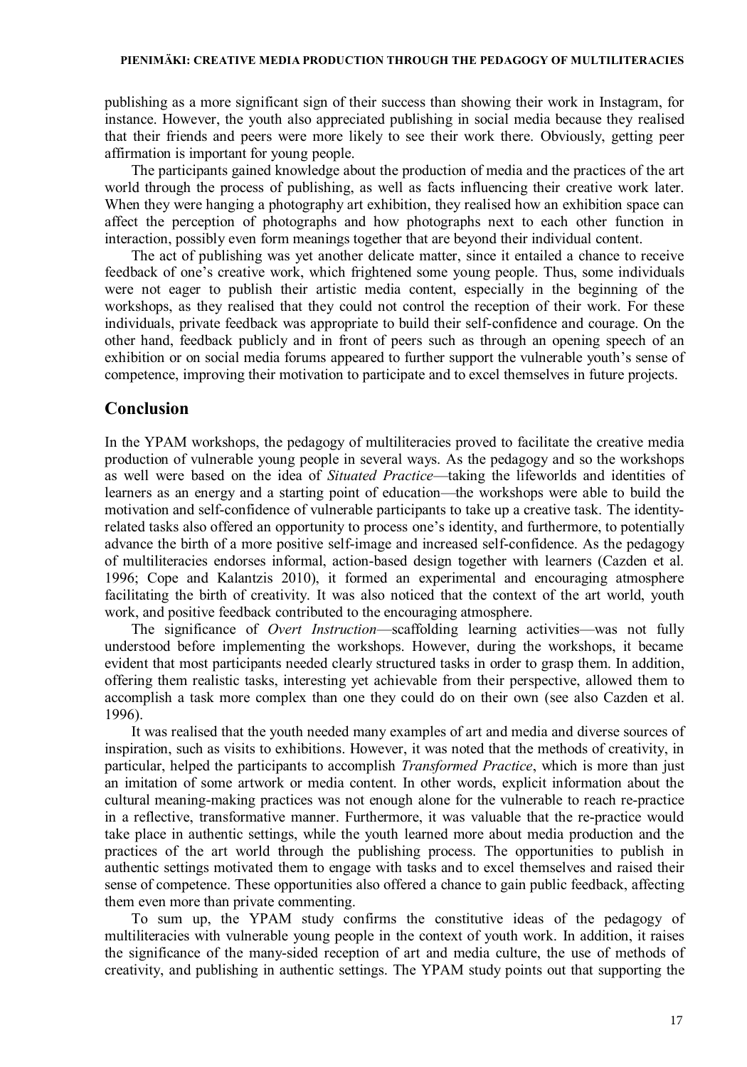publishing as a more significant sign of their success than showing their work in Instagram, for instance. However, the youth also appreciated publishing in social media because they realised that their friends and peers were more likely to see their work there. Obviously, getting peer affirmation is important for young people.

The participants gained knowledge about the production of media and the practices of the art world through the process of publishing, as well as facts influencing their creative work later. When they were hanging a photography art exhibition, they realised how an exhibition space can affect the perception of photographs and how photographs next to each other function in interaction, possibly even form meanings together that are beyond their individual content.

The act of publishing was yet another delicate matter, since it entailed a chance to receive feedback of one's creative work, which frightened some young people. Thus, some individuals were not eager to publish their artistic media content, especially in the beginning of the workshops, as they realised that they could not control the reception of their work. For these individuals, private feedback was appropriate to build their self-confidence and courage. On the other hand, feedback publicly and in front of peers such as through an opening speech of an exhibition or on social media forums appeared to further support the vulnerable youth's sense of competence, improving their motivation to participate and to excel themselves in future projects.

## Conclusion

In the YPAM workshops, the pedagogy of multiliteracies proved to facilitate the creative media production of vulnerable young people in several ways. As the pedagogy and so the workshops as well were based on the idea of *Situated Practice*—taking the lifeworlds and identities of learners as an energy and a starting point of education—the workshops were able to build the motivation and self-confidence of vulnerable participants to take up a creative task. The identity-related tasks also offered an opportunity to process one's identity, and furthermore, to potentially advance the birth of a more positive self-image and increased self-confidence. As the pedagogy of multiliteracies endorses informal, action-based design together with learners (Cazden et al. 1996; Cope and Kalantzis 2010), it formed an experimental and encouraging atmosphere facilitating the birth of creativity. It was also noticed that the context of the art world, youth work, and positive feedback contributed to the encouraging atmosphere.

The significance of *Overt Instruction*—scaffolding learning activities—was not fully understood before implementing the workshops. However, during the workshops, it became evident that most participants needed clearly structured tasks in order to grasp them. In addition, offering them realistic tasks, interesting yet achievable from their perspective, allowed them to accomplish a task more complex than one they could do on their own (see also Cazden et al. 1996).

It was realised that the youth needed many examples of art and media and diverse sources of inspiration, such as visits to exhibitions. However, it was noted that the methods of creativity, in particular, helped the participants to accomplish *Transformed Practice*, which is more than just an imitation of some artwork or media content. In other words, explicit information about the cultural meaning-making practices was not enough alone for the vulnerable to reach re-practice in a reflective, transformative manner. Furthermore, it was valuable that the re-practice would take place in authentic settings, while the youth learned more about media production and the practices of the art world through the publishing process. The opportunities to publish in authentic settings motivated them to engage with tasks and to excel themselves and raised their sense of competence. These opportunities also offered a chance to gain public feedback, affecting them even more than private commenting.

To sum up, the YPAM study confirms the constitutive ideas of the pedagogy of multiliteracies with vulnerable young people in the context of youth work. In addition, it raises the significance of the many-sided reception of art and media culture, the use of methods of creativity, and publishing in authentic settings. The YPAM study points out that supporting the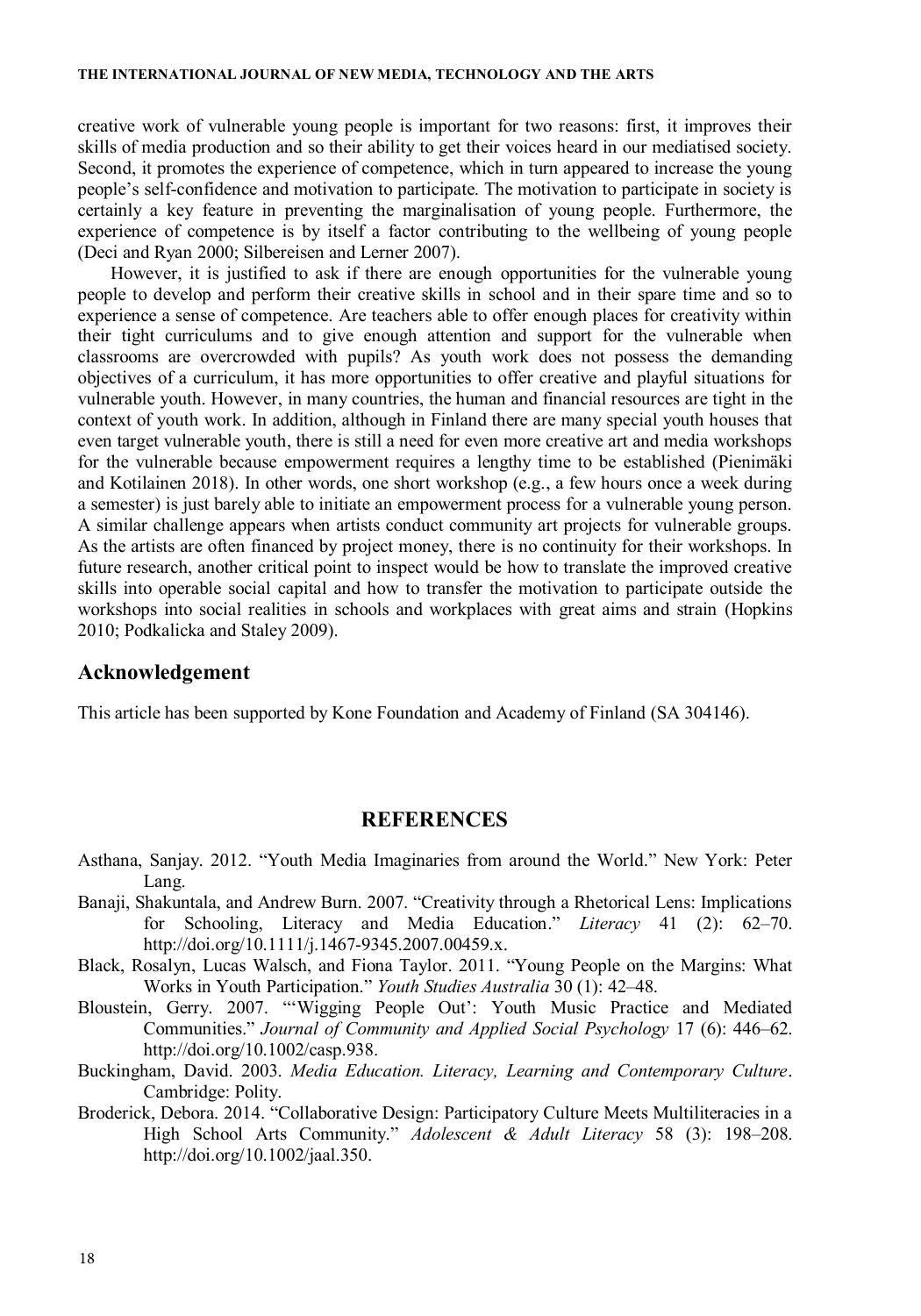creative work of vulnerable young people is important for two reasons: first, it improves their skills of media production and so their ability to get their voices heard in our mediatised society. Second, it promotes the experience of competence, which in turn appeared to increase the young people's self-confidence and motivation to participate. The motivation to participate in society is certainly a key feature in preventing the marginalisation of young people. Furthermore, the experience of competence is by itself a factor contributing to the wellbeing of young people (Deci and Ryan 2000; Silbereisen and Lerner 2007).

However, it is justified to ask if there are enough opportunities for the vulnerable young people to develop and perform their creative skills in school and in their spare time and so to experience a sense of competence. Are teachers able to offer enough places for creativity within their tight curriculums and to give enough attention and support for the vulnerable when classrooms are overcrowded with pupils? As youth work does not possess the demanding objectives of a curriculum, it has more opportunities to offer creative and playful situations for vulnerable youth. However, in many countries, the human and financial resources are tight in the context of youth work. In addition, although in Finland there are many special youth houses that even target vulnerable youth, there is still a need for even more creative art and media workshops for the vulnerable because empowerment requires a lengthy time to be established (Pienimäki and Kotilainen 2018). In other words, one short workshop (e.g., a few hours once a week during a semester) is just barely able to initiate an empowerment process for a vulnerable young person. A similar challenge appears when artists conduct community art projects for vulnerable groups. As the artists are often financed by project money, there is no continuity for their workshops. In future research, another critical point to inspect would be how to translate the improved creative skills into operable social capital and how to transfer the motivation to participate outside the workshops into social realities in schools and workplaces with great aims and strain (Hopkins 2010; Podkalicka and Staley 2009).

## Acknowledgement

This article has been supported by Kone Foundation and Academy of Finland (SA 304146).

## REFERENCES

Asthana, Sanjay. 2012. "Youth Media Imaginaries from around the World." New York: Peter Lang.

Banaji, Shakuntala, and Andrew Burn. 2007. "Creativity through a Rhetorical Lens: Implications for Schooling, Literacy and Media Education." *Literacy* 41 (2): 62–70. http://doi.org/10.1111/j.1467-9345.2007.00459.x.

Black, Rosalyn, Lucas Walsch, and Fiona Taylor. 2011. "Young People on the Margins: What Works in Youth Participation." *Youth Studies Australia* 30 (1): 42–48.

Bloustein, Gerry. 2007. "'Wigging People Out': Youth Music Practice and Mediated Communities." *Journal of Community and Applied Social Psychology* 17 (6): 446–62. http://doi.org/10.1002/casp.938.

Buckingham, David. 2003. *Media Education. Literacy, Learning and Contemporary Culture*. Cambridge: Polity.

Broderick, Debora. 2014. "Collaborative Design: Participatory Culture Meets Multiliteracies in a High School Arts Community." *Adolescent & Adult Literacy* 58 (3): 198–208. http://doi.org/10.1002/jaal.350.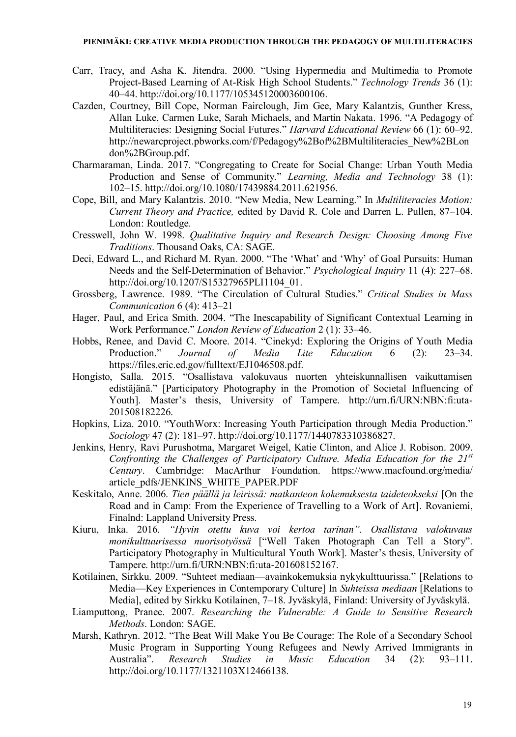Carr, Tracy, and Asha K. Jitendra. 2000. "Using Hypermedia and Multimedia to Promote Project-Based Learning of At-Risk High School Students." *Technology Trends* 36 (1): 40–44. http://doi.org/10.1177/105345120003600106.

Cazden, Courtney, Bill Cope, Norman Fairclough, Jim Gee, Mary Kalantzis, Gunther Kress, Allan Luke, Carmen Luke, Sarah Michaels, and Martin Nakata. 1996. "A Pedagogy of Multiliteracies: Designing Social Futures." *Harvard Educational Review* 66 (1): 60–92. http://newarcproject.pbworks.com/f/Pedagogy%2Bof%2BMultiliteracies_New%2BLondon%2BGroup.pdf.

Charmaraman, Linda. 2017. "Congregating to Create for Social Change: Urban Youth Media Production and Sense of Community." *Learning, Media and Technology* 38 (1): 102–15. http://doi.org/10.1080/17439884.2011.621956.

Cope, Bill, and Mary Kalantzis. 2010. "New Media, New Learning." In *Multiliteracies Motion: Current Theory and Practice,* edited by David R. Cole and Darren L. Pullen, 87–104. London: Routledge.

Cresswell, John W. 1998. *Qualitative Inquiry and Research Design: Choosing Among Five Traditions*. Thousand Oaks, CA: SAGE.

Deci, Edward L., and Richard M. Ryan. 2000. "The 'What' and 'Why' of Goal Pursuits: Human Needs and the Self-Determination of Behavior." *Psychological Inquiry* 11 (4): 227–68. http://doi.org/10.1207/S15327965PLI1104_01.

Grossberg, Lawrence. 1989. "The Circulation of Cultural Studies." *Critical Studies in Mass Communication* 6 (4): 413–21

Hager, Paul, and Erica Smith. 2004. "The Inescapability of Significant Contextual Learning in Work Performance." *London Review of Education* 2 (1): 33–46.

Hobbs, Renee, and David C. Moore. 2014. "Cinekyd: Exploring the Origins of Youth Media Production." *Journal of Media Lite Education* 6 (2): 23–34. https://files.eric.ed.gov/fulltext/EJ1046508.pdf.

Hongisto, Salla. 2015. "Osallistava valokuvaus nuorten yhteiskunnallisen vaikuttamisen edistäjänä." [Participatory Photography in the Promotion of Societal Influencing of Youth]. Master's thesis, University of Tampere. http://urn.fi/URN:NBN:fi:uta-201508182226.

Hopkins, Liza. 2010. "YouthWorx: Increasing Youth Participation through Media Production." *Sociology* 47 (2): 181–97. http://doi.org/10.1177/1440783310386827.

Jenkins, Henry, Ravi Purushotma, Margaret Weigel, Katie Clinton, and Alice J. Robison. 2009. *Confronting the Challenges of Participatory Culture. Media Education for the 21st Century*. Cambridge: MacArthur Foundation. https://www.macfound.org/media/article_pdfs/JENKINS_WHITE_PAPER.PDF

Keskitalo, Anne. 2006. *Tien päällä ja leirissä: matkanteon kokemuksesta taideteokseksi* [On the Road and in Camp: From the Experience of Travelling to a Work of Art]. Rovaniemi, Finalnd: Lappland University Press.

Kiuru, Inka. 2016. *"Hyvin otettu kuva voi kertoa tarinan". Osallistava valokuvaus monikulttuurisessa nuorisotyössä* ["Well Taken Photograph Can Tell a Story". Participatory Photography in Multicultural Youth Work]. Master's thesis, University of Tampere. http://urn.fi/URN:NBN:fi:uta-201608152167.

Kotilainen, Sirkku. 2009. "Suhteet mediaan—avainkokemuksia nykykulttuurissa." [Relations to Media—Key Experiences in Contemporary Culture] In *Suhteissa mediaan* [Relations to Media], edited by Sirkku Kotilainen, 7–18. Jyväskylä, Finland: University of Jyväskylä.

Liamputtong, Pranee. 2007. *Researching the Vulnerable: A Guide to Sensitive Research Methods*. London: SAGE.

Marsh, Kathryn. 2012. "The Beat Will Make You Be Courage: The Role of a Secondary School Music Program in Supporting Young Refugees and Newly Arrived Immigrants in Australia". *Research Studies in Music Education* 34 (2): 93–111. http://doi.org/10.1177/1321103X12466138.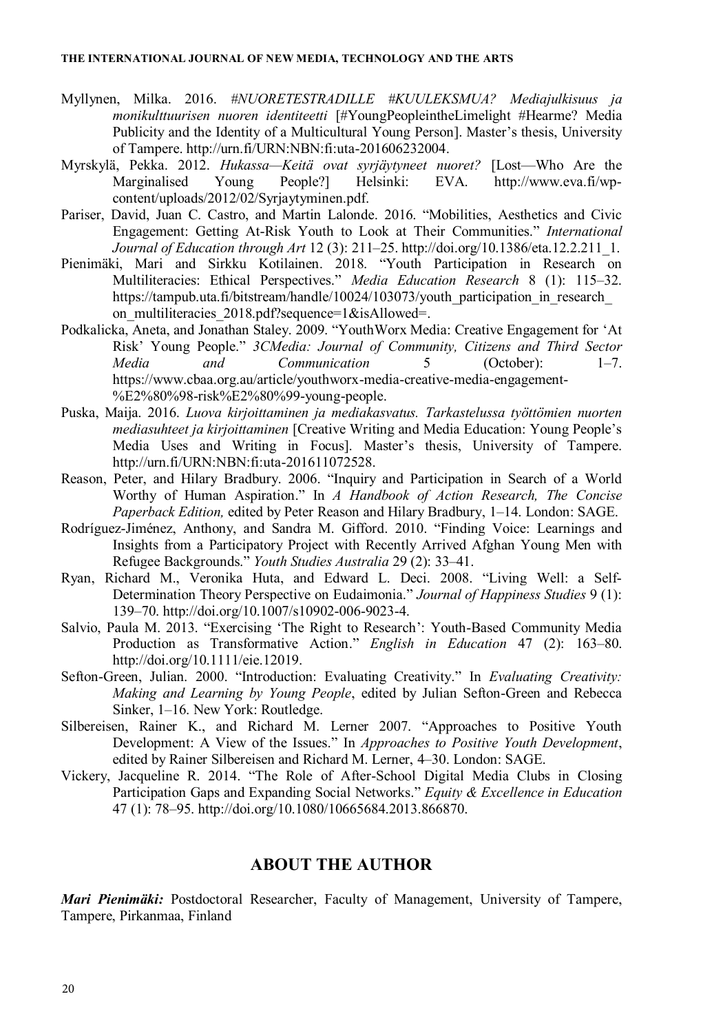Myllynen, Milka. 2016. *#NUORETESTRADILLE #KUULEKSMUA? Mediajulkisuus ja monikulttuurisen nuoren identiteetti* [#YoungPeopleintheLimelight #Hearme? Media Publicity and the Identity of a Multicultural Young Person]. Master's thesis, University of Tampere. http://urn.fi/URN:NBN:fi:uta-201606232004.

Myrskylä, Pekka. 2012. *Hukassa—Keitä ovat syrjäytyneet nuoret?* [Lost—Who Are the Marginalised Young People?] Helsinki: EVA. http://www.eva.fi/wp-content/uploads/2012/02/Syrjaytyminen.pdf.

Pariser, David, Juan C. Castro, and Martin Lalonde. 2016. "Mobilities, Aesthetics and Civic Engagement: Getting At-Risk Youth to Look at Their Communities." *International Journal of Education through Art* 12 (3): 211–25. http://doi.org/10.1386/eta.12.2.211_1.

Pienimäki, Mari and Sirkku Kotilainen. 2018. "Youth Participation in Research on Multiliteracies: Ethical Perspectives." *Media Education Research* 8 (1): 115–32. https://tampub.uta.fi/bitstream/handle/10024/103073/youth_participation_in_research_on_multiliteracies_2018.pdf?sequence=1&isAllowed=.

Podkalicka, Aneta, and Jonathan Staley. 2009. "YouthWorx Media: Creative Engagement for 'At Risk' Young People." *3CMedia: Journal of Community, Citizens and Third Sector Media and Communication* 5 (October): 1–7. https://www.cbaa.org.au/article/youthworx-media-creative-media-engagement-%E2%80%98-risk%E2%80%99-young-people.

Puska, Maija. 2016. *Luova kirjoittaminen ja mediakasvatus. Tarkastelussa työttömien nuorten mediasuhteet ja kirjoittaminen* [Creative Writing and Media Education: Young People's Media Uses and Writing in Focus]. Master's thesis, University of Tampere. http://urn.fi/URN:NBN:fi:uta-201611072528.

Reason, Peter, and Hilary Bradbury. 2006. "Inquiry and Participation in Search of a World Worthy of Human Aspiration." In *A Handbook of Action Research, The Concise Paperback Edition,* edited by Peter Reason and Hilary Bradbury, 1–14. London: SAGE.

Rodríguez-Jiménez, Anthony, and Sandra M. Gifford. 2010. "Finding Voice: Learnings and Insights from a Participatory Project with Recently Arrived Afghan Young Men with Refugee Backgrounds." *Youth Studies Australia* 29 (2): 33–41.

Ryan, Richard M., Veronika Huta, and Edward L. Deci. 2008. "Living Well: a Self-Determination Theory Perspective on Eudaimonia." *Journal of Happiness Studies* 9 (1): 139–70. http://doi.org/10.1007/s10902-006-9023-4.

Salvio, Paula M. 2013. "Exercising 'The Right to Research': Youth-Based Community Media Production as Transformative Action." *English in Education* 47 (2): 163–80. http://doi.org/10.1111/eie.12019.

Sefton-Green, Julian. 2000. "Introduction: Evaluating Creativity." In *Evaluating Creativity: Making and Learning by Young People*, edited by Julian Sefton-Green and Rebecca Sinker, 1–16. New York: Routledge.

Silbereisen, Rainer K., and Richard M. Lerner 2007. "Approaches to Positive Youth Development: A View of the Issues." In *Approaches to Positive Youth Development*, edited by Rainer Silbereisen and Richard M. Lerner, 4–30. London: SAGE.

Vickery, Jacqueline R. 2014. "The Role of After-School Digital Media Clubs in Closing Participation Gaps and Expanding Social Networks." *Equity & Excellence in Education* 47 (1): 78–95. http://doi.org/10.1080/10665684.2013.866870.

## ABOUT THE AUTHOR

***Mari Pienimäki:*** Postdoctoral Researcher, Faculty of Management, University of Tampere, Tampere, Pirkanmaa, Finland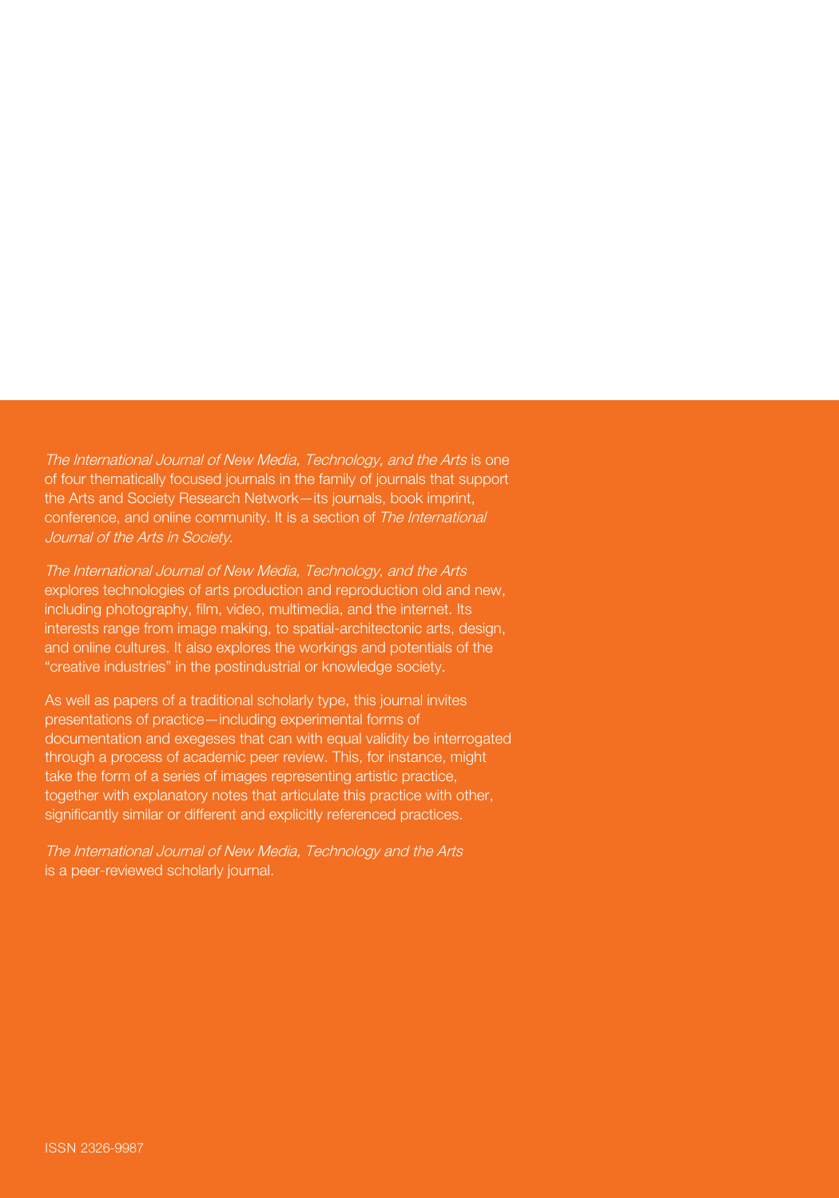*The International Journal of New Media, Technology, and the Arts* is one of four thematically focused journals in the family of journals that support the Arts and Society Research Network—its journals, book imprint, conference, and online community. It is a section of *The International Journal of the Arts in Society*.

*The International Journal of New Media, Technology, and the Arts* explores technologies of arts production and reproduction old and new, including photography, film, video, multimedia, and the internet. Its interests range from image making, to spatial-architectonic arts, design, and online cultures. It also explores the workings and potentials of the "creative industries" in the postindustrial or knowledge society.

As well as papers of a traditional scholarly type, this journal invites presentations of practice—including experimental forms of documentation and exegeses that can with equal validity be interrogated through a process of academic peer review. This, for instance, might take the form of a series of images representing artistic practice, together with explanatory notes that articulate this practice with other, significantly similar or different and explicitly referenced practices.

*The International Journal of New Media, Technology and the Arts* is a peer-reviewed scholarly journal.

ISSN 2326-9987